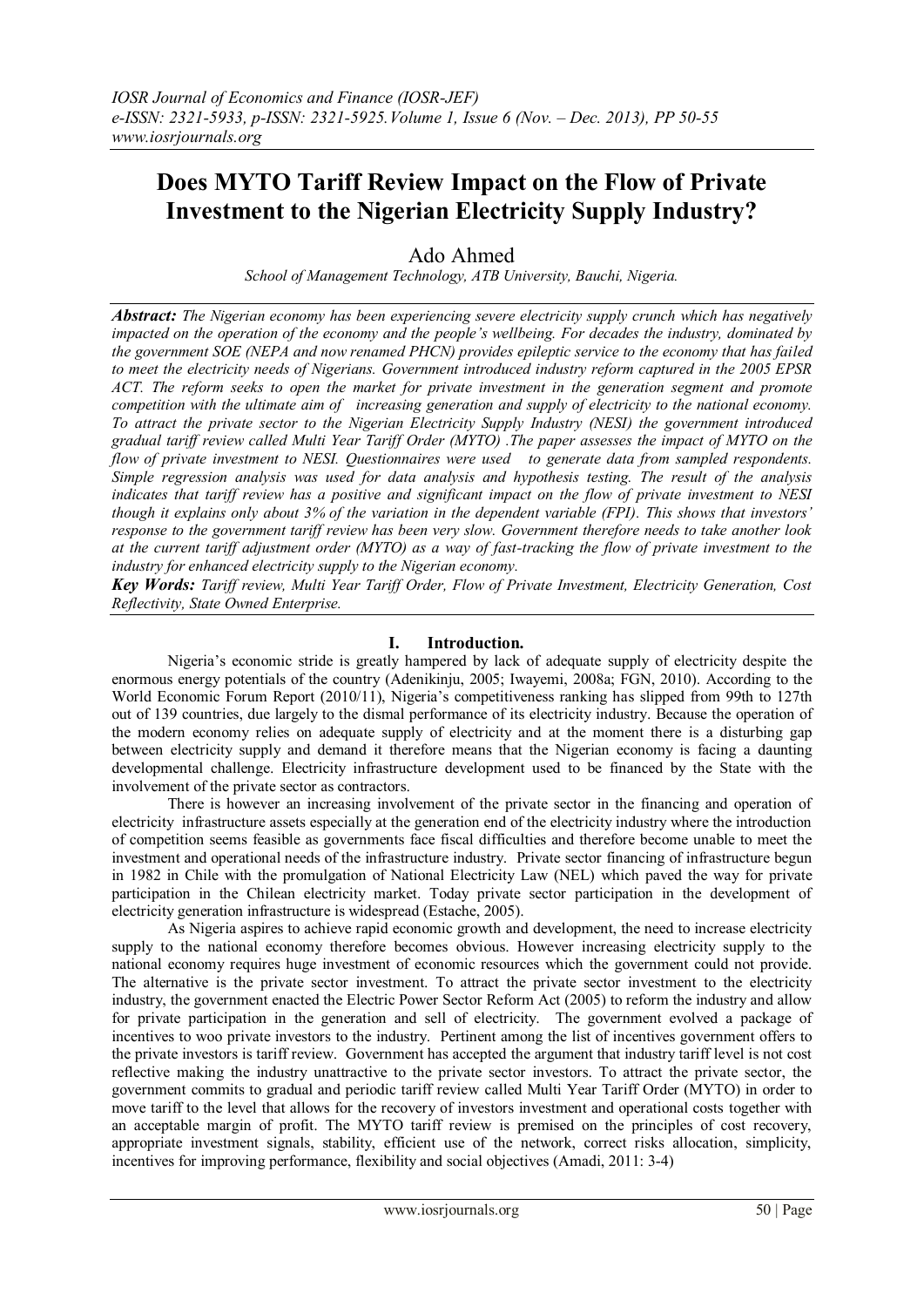# Does MYTO Tariff Review Impact on the Flow of Private Investment to the Nigerian Electricity Supply Industry?

Ado Ahmed

*School of Management Technology, ATB University, Bauchi, Nigeria.*

***Abstract:*** *The Nigerian economy has been experiencing severe electricity supply crunch which has negatively impacted on the operation of the economy and the people's wellbeing. For decades the industry, dominated by the government SOE (NEPA and now renamed PHCN) provides epileptic service to the economy that has failed to meet the electricity needs of Nigerians. Government introduced industry reform captured in the 2005 EPSR ACT. The reform seeks to open the market for private investment in the generation segment and promote competition with the ultimate aim of increasing generation and supply of electricity to the national economy. To attract the private sector to the Nigerian Electricity Supply Industry (NESI) the government introduced gradual tariff review called Multi Year Tariff Order (MYTO) .The paper assesses the impact of MYTO on the flow of private investment to NESI. Questionnaires were used to generate data from sampled respondents. Simple regression analysis was used for data analysis and hypothesis testing. The result of the analysis indicates that tariff review has a positive and significant impact on the flow of private investment to NESI though it explains only about 3% of the variation in the dependent variable (FPI). This shows that investors' response to the government tariff review has been very slow. Government therefore needs to take another look at the current tariff adjustment order (MYTO) as a way of fast-tracking the flow of private investment to the industry for enhanced electricity supply to the Nigerian economy.*

***Key Words:*** *Tariff review, Multi Year Tariff Order, Flow of Private Investment, Electricity Generation, Cost Reflectivity, State Owned Enterprise.*

## I. Introduction.

Nigeria's economic stride is greatly hampered by lack of adequate supply of electricity despite the enormous energy potentials of the country (Adenikinju, 2005; Iwayemi, 2008a; FGN, 2010). According to the World Economic Forum Report (2010/11), Nigeria's competitiveness ranking has slipped from 99th to 127th out of 139 countries, due largely to the dismal performance of its electricity industry. Because the operation of the modern economy relies on adequate supply of electricity and at the moment there is a disturbing gap between electricity supply and demand it therefore means that the Nigerian economy is facing a daunting developmental challenge. Electricity infrastructure development used to be financed by the State with the involvement of the private sector as contractors.

There is however an increasing involvement of the private sector in the financing and operation of electricity infrastructure assets especially at the generation end of the electricity industry where the introduction of competition seems feasible as governments face fiscal difficulties and therefore become unable to meet the investment and operational needs of the infrastructure industry. Private sector financing of infrastructure begun in 1982 in Chile with the promulgation of National Electricity Law (NEL) which paved the way for private participation in the Chilean electricity market. Today private sector participation in the development of electricity generation infrastructure is widespread (Estache, 2005).

As Nigeria aspires to achieve rapid economic growth and development, the need to increase electricity supply to the national economy therefore becomes obvious. However increasing electricity supply to the national economy requires huge investment of economic resources which the government could not provide. The alternative is the private sector investment. To attract the private sector investment to the electricity industry, the government enacted the Electric Power Sector Reform Act (2005) to reform the industry and allow for private participation in the generation and sell of electricity. The government evolved a package of incentives to woo private investors to the industry. Pertinent among the list of incentives government offers to the private investors is tariff review. Government has accepted the argument that industry tariff level is not cost reflective making the industry unattractive to the private sector investors. To attract the private sector, the government commits to gradual and periodic tariff review called Multi Year Tariff Order (MYTO) in order to move tariff to the level that allows for the recovery of investors investment and operational costs together with an acceptable margin of profit. The MYTO tariff review is premised on the principles of cost recovery, appropriate investment signals, stability, efficient use of the network, correct risks allocation, simplicity, incentives for improving performance, flexibility and social objectives (Amadi, 2011: 3-4)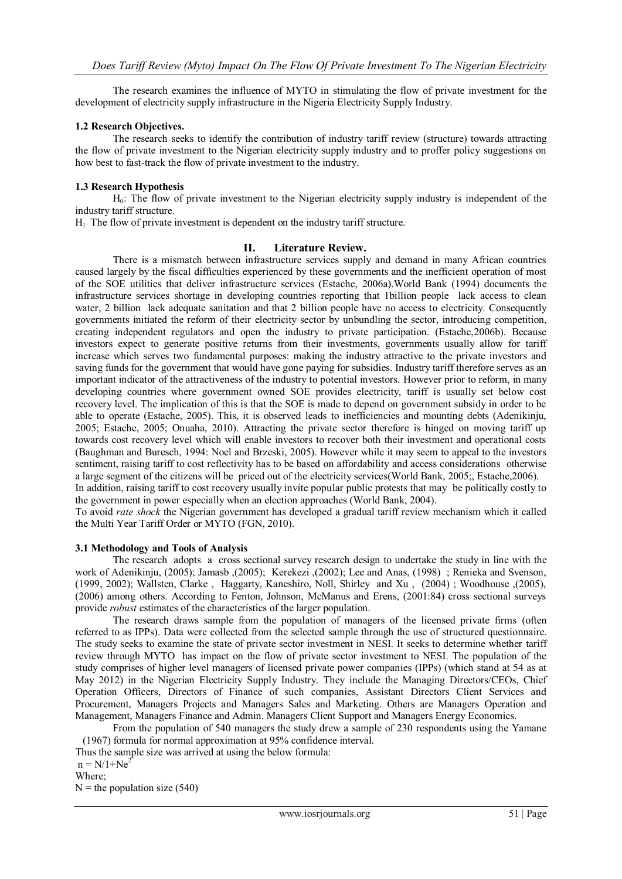The research examines the influence of MYTO in stimulating the flow of private investment for the development of electricity supply infrastructure in the Nigeria Electricity Supply Industry.

### 1.2 Research Objectives.

The research seeks to identify the contribution of industry tariff review (structure) towards attracting the flow of private investment to the Nigerian electricity supply industry and to proffer policy suggestions on how best to fast-track the flow of private investment to the industry.

### 1.3 Research Hypothesis

$H_0$: The flow of private investment to the Nigerian electricity supply industry is independent of the industry tariff structure.

$H_1$: The flow of private investment is dependent on the industry tariff structure.

## II. Literature Review.

There is a mismatch between infrastructure services supply and demand in many African countries caused largely by the fiscal difficulties experienced by these governments and the inefficient operation of most of the SOE utilities that deliver infrastructure services (Estache, 2006a).World Bank (1994) documents the infrastructure services shortage in developing countries reporting that 1billion people lack access to clean water, 2 billion lack adequate sanitation and that 2 billion people have no access to electricity. Consequently governments initiated the reform of their electricity sector by unbundling the sector, introducing competition, creating independent regulators and open the industry to private participation. (Estache,2006b). Because investors expect to generate positive returns from their investments, governments usually allow for tariff increase which serves two fundamental purposes: making the industry attractive to the private investors and saving funds for the government that would have gone paying for subsidies. Industry tariff therefore serves as an important indicator of the attractiveness of the industry to potential investors. However prior to reform, in many developing countries where government owned SOE provides electricity, tariff is usually set below cost recovery level. The implication of this is that the SOE is made to depend on government subsidy in order to be able to operate (Estache, 2005). This, it is observed leads to inefficiencies and mounting debts (Adenikinju, 2005; Estache, 2005; Onuaha, 2010). Attracting the private sector therefore is hinged on moving tariff up towards cost recovery level which will enable investors to recover both their investment and operational costs (Baughman and Buresch, 1994: Noel and Brzeski, 2005). However while it may seem to appeal to the investors sentiment, raising tariff to cost reflectivity has to be based on affordability and access considerations otherwise a large segment of the citizens will be priced out of the electricity services(World Bank, 2005;, Estache,2006). In addition, raising tariff to cost recovery usually invite popular public protests that may be politically costly to the government in power especially when an election approaches (World Bank, 2004).

To avoid *rate shock* the Nigerian government has developed a gradual tariff review mechanism which it called the Multi Year Tariff Order or MYTO (FGN, 2010).

### 3.1 Methodology and Tools of Analysis

The research adopts a cross sectional survey research design to undertake the study in line with the work of Adenikinju, (2005); Jamasb ,(2005); Kerekezi ,(2002); Lee and Anas, (1998) ; Renieka and Svenson, (1999, 2002); Wallsten, Clarke , Haggarty, Kaneshiro, Noll, Shirley and Xu , (2004) ; Woodhouse ,(2005), (2006) among others. According to Fenton, Johnson, McManus and Erens, (2001:84) cross sectional surveys provide *robust* estimates of the characteristics of the larger population.

The research draws sample from the population of managers of the licensed private firms (often referred to as IPPs). Data were collected from the selected sample through the use of structured questionnaire. The study seeks to examine the state of private sector investment in NESI. It seeks to determine whether tariff review through MYTO has impact on the flow of private sector investment to NESI. The population of the study comprises of higher level managers of licensed private power companies (IPPs) (which stand at 54 as at May 2012) in the Nigerian Electricity Supply Industry. They include the Managing Directors/CEOs, Chief Operation Officers, Directors of Finance of such companies, Assistant Directors Client Services and Procurement, Managers Projects and Managers Sales and Marketing. Others are Managers Operation and Management, Managers Finance and Admin. Managers Client Support and Managers Energy Economics.

From the population of 540 managers the study drew a sample of 230 respondents using the Yamane (1967) formula for normal approximation at 95% confidence interval.

Thus the sample size was arrived at using the below formula:

$n = N/1+Ne^2$

Where;

N = the population size (540)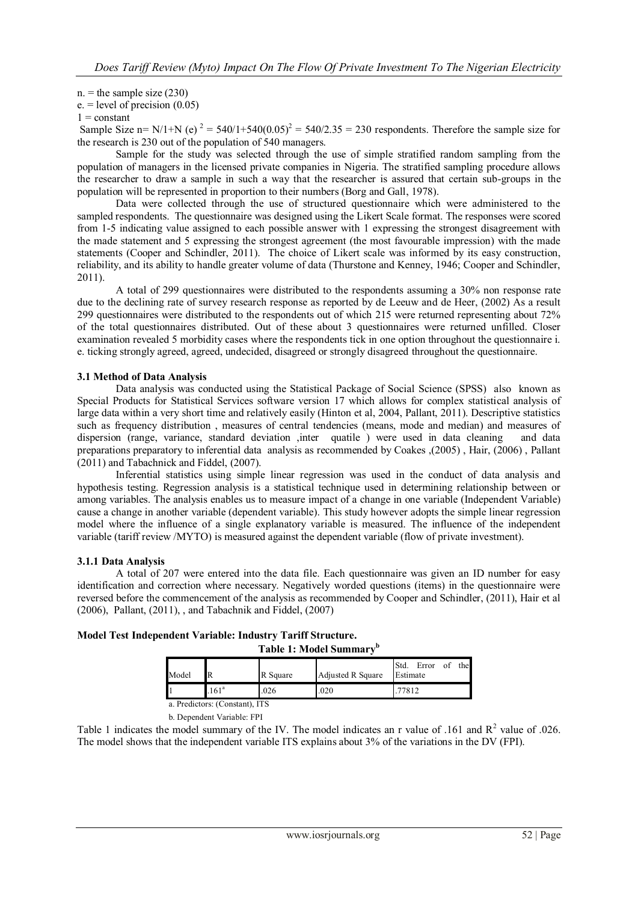n. = the sample size (230)

e. = level of precision (0.05)

1 = constant

Sample Size n= $N/1+N(e)^2 = 540/1+540(0.05)^2 = 540/2.35 = 230$ respondents. Therefore the sample size for the research is 230 out of the population of 540 managers.

Sample for the study was selected through the use of simple stratified random sampling from the population of managers in the licensed private companies in Nigeria. The stratified sampling procedure allows the researcher to draw a sample in such a way that the researcher is assured that certain sub-groups in the population will be represented in proportion to their numbers (Borg and Gall, 1978).

Data were collected through the use of structured questionnaire which were administered to the sampled respondents. The questionnaire was designed using the Likert Scale format. The responses were scored from 1-5 indicating value assigned to each possible answer with 1 expressing the strongest disagreement with the made statement and 5 expressing the strongest agreement (the most favourable impression) with the made statements (Cooper and Schindler, 2011). The choice of Likert scale was informed by its easy construction, reliability, and its ability to handle greater volume of data (Thurstone and Kenney, 1946; Cooper and Schindler, 2011).

A total of 299 questionnaires were distributed to the respondents assuming a 30% non response rate due to the declining rate of survey research response as reported by de Leeuw and de Heer, (2002) As a result 299 questionnaires were distributed to the respondents out of which 215 were returned representing about 72% of the total questionnaires distributed. Out of these about 3 questionnaires were returned unfilled. Closer examination revealed 5 morbidity cases where the respondents tick in one option throughout the questionnaire i. e. ticking strongly agreed, agreed, undecided, disagreed or strongly disagreed throughout the questionnaire.

### 3.1 Method of Data Analysis

Data analysis was conducted using the Statistical Package of Social Science (SPSS) also known as Special Products for Statistical Services software version 17 which allows for complex statistical analysis of large data within a very short time and relatively easily (Hinton et al, 2004, Pallant, 2011). Descriptive statistics such as frequency distribution , measures of central tendencies (means, mode and median) and measures of dispersion (range, variance, standard deviation ,inter quatile ) were used in data cleaning and data preparations preparatory to inferential data analysis as recommended by Coakes ,(2005) , Hair, (2006) , Pallant (2011) and Tabachnick and Fiddel, (2007).

Inferential statistics using simple linear regression was used in the conduct of data analysis and hypothesis testing. Regression analysis is a statistical technique used in determining relationship between or among variables. The analysis enables us to measure impact of a change in one variable (Independent Variable) cause a change in another variable (dependent variable). This study however adopts the simple linear regression model where the influence of a single explanatory variable is measured. The influence of the independent variable (tariff review /MYTO) is measured against the dependent variable (flow of private investment).

#### 3.1.1 Data Analysis

A total of 207 were entered into the data file. Each questionnaire was given an ID number for easy identification and correction where necessary. Negatively worded questions (items) in the questionnaire were reversed before the commencement of the analysis as recommended by Cooper and Schindler, (2011), Hair et al (2006), Pallant, (2011), , and Tabachnik and Fiddel, (2007)

**Model Test Independent Variable: Industry Tariff Structure.**

**Table 1: Model Summary[b]**

| Model | R | R Square | Adjusted R Square | Std. Error of the Estimate |
|---|---|---|---|---|
| 1 | .161[a] | .026 | .020 | .77812 |

a. Predictors: (Constant), ITS

b. Dependent Variable: FPI

Table 1 indicates the model summary of the IV. The model indicates an r value of .161 and $R^2$ value of .026. The model shows that the independent variable ITS explains about 3% of the variations in the DV (FPI).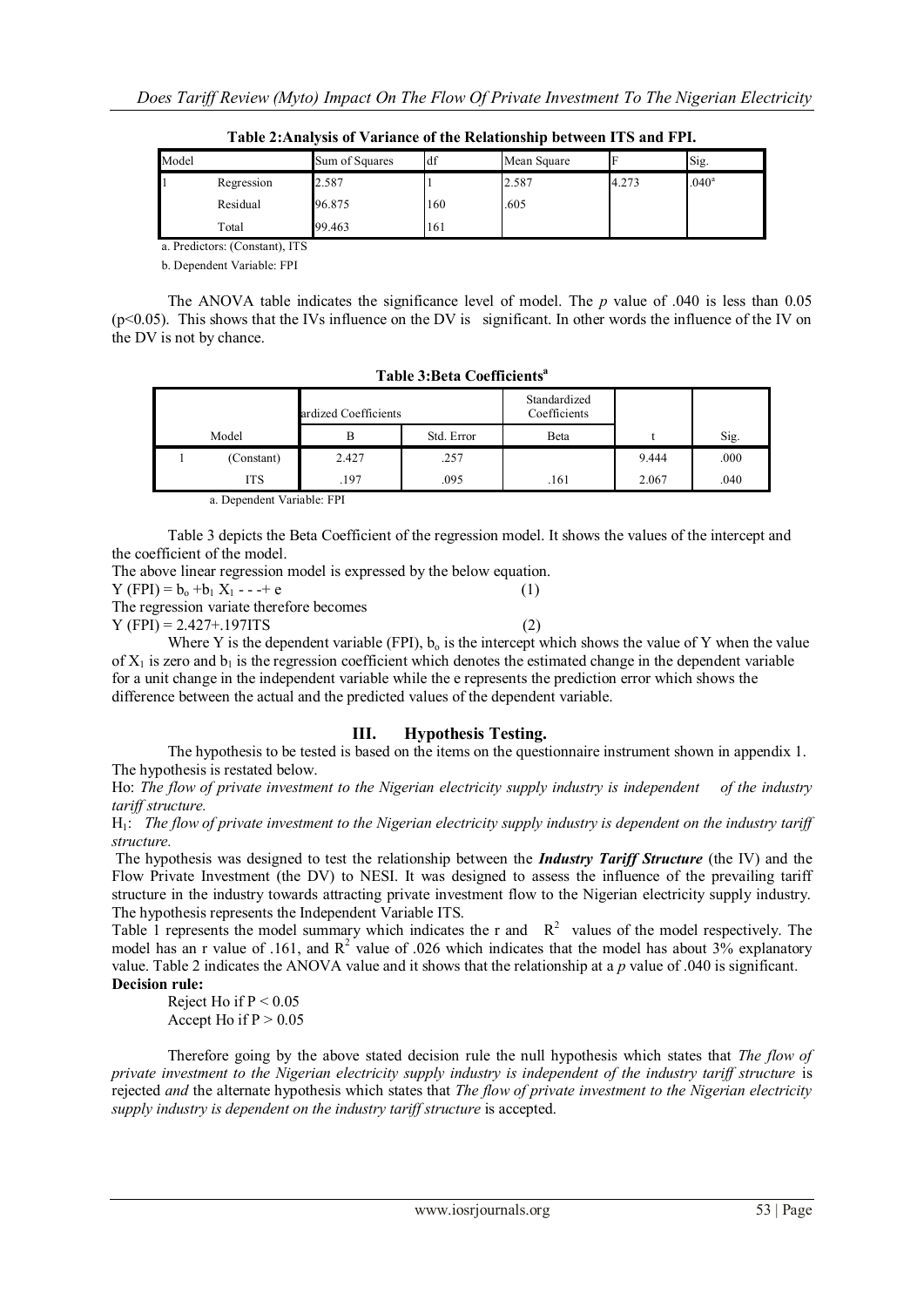**Table 2:Analysis of Variance of the Relationship between ITS and FPI.**

| Model | | Sum of Squares | df | Mean Square | F | Sig. |
|---|---|---|---|---|---|---|
| 1 | Regression | 2.587 | 1 | 2.587 | 4.273 | .040[a] |
| | Residual | 96.875 | 160 | .605 | | |
| | Total | 99.463 | 161 | | | |

a. Predictors: (Constant), ITS

b. Dependent Variable: FPI

The ANOVA table indicates the significance level of model. The *p* value of .040 is less than 0.05 ($p<0.05$). This shows that the IVs influence on the DV is significant. In other words the influence of the IV on the DV is not by chance.

**Table 3:Beta Coefficients[a]**

| Model | | ardized Coefficients | | Standardized Coefficients | | |
|---|---|---|---|---|---|---|
| | | B | Std. Error | Beta | t | Sig. |
| 1 | (Constant) | 2.427 | .257 | | 9.444 | .000 |
| | ITS | .197 | .095 | .161 | 2.067 | .040 |

a. Dependent Variable: FPI

Table 3 depicts the Beta Coefficient of the regression model. It shows the values of the intercept and the coefficient of the model.

The above linear regression model is expressed by the below equation.

$$Y\ (FPI) = b_o + b_1 X_1 - - - + e \qquad (1)$$

The regression variate therefore becomes

$$Y\ (FPI) = 2.427 + .197ITS \qquad (2)$$

Where Y is the dependent variable (FPI), $b_o$ is the intercept which shows the value of Y when the value of $X_1$ is zero and $b_1$ is the regression coefficient which denotes the estimated change in the dependent variable for a unit change in the independent variable while the e represents the prediction error which shows the difference between the actual and the predicted values of the dependent variable.

## III. Hypothesis Testing.

The hypothesis to be tested is based on the items on the questionnaire instrument shown in appendix 1. The hypothesis is restated below.

Ho: *The flow of private investment to the Nigerian electricity supply industry is independent of the industry tariff structure.*

$H_1$: *The flow of private investment to the Nigerian electricity supply industry is dependent on the industry tariff structure.*

The hypothesis was designed to test the relationship between the ***Industry Tariff Structure*** (the IV) and the Flow Private Investment (the DV) to NESI. It was designed to assess the influence of the prevailing tariff structure in the industry towards attracting private investment flow to the Nigerian electricity supply industry. The hypothesis represents the Independent Variable ITS.

Table 1 represents the model summary which indicates the r and $R^2$ values of the model respectively. The model has an r value of .161, and $R^2$ value of .026 which indicates that the model has about 3% explanatory value. Table 2 indicates the ANOVA value and it shows that the relationship at a *p* value of .040 is significant.

**Decision rule:**

Reject Ho if $P < 0.05$
Accept Ho if $P > 0.05$

Therefore going by the above stated decision rule the null hypothesis which states that *The flow of private investment to the Nigerian electricity supply industry is independent of the industry tariff structure* is rejected *and* the alternate hypothesis which states that *The flow of private investment to the Nigerian electricity supply industry is dependent on the industry tariff structure* is accepted.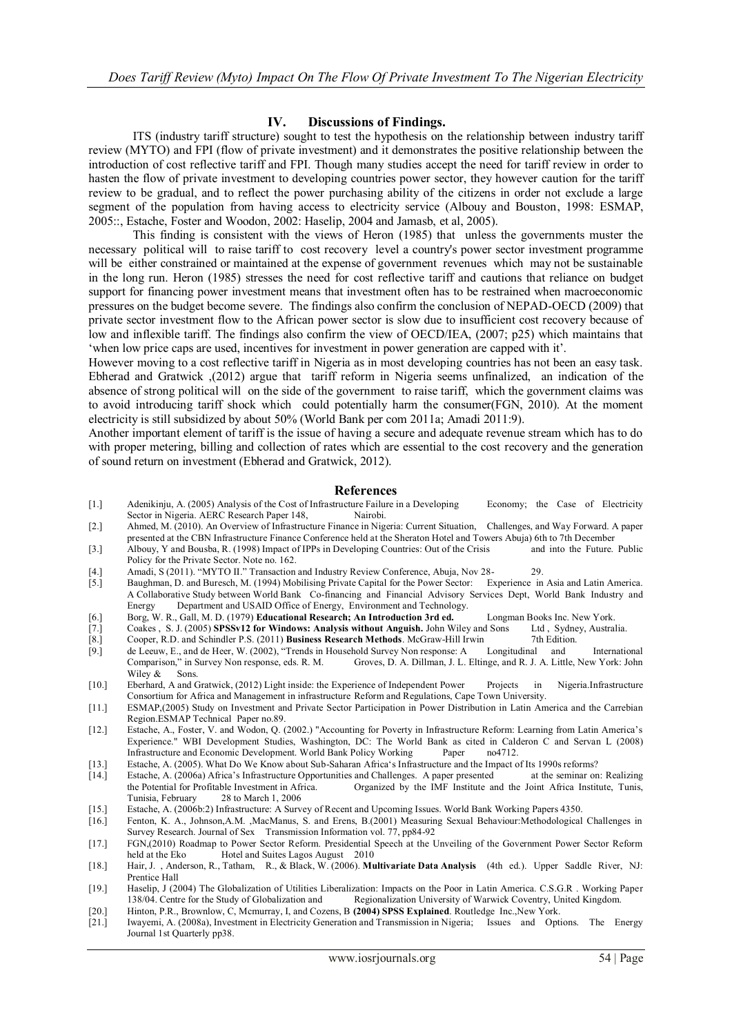## IV. Discussions of Findings.

ITS (industry tariff structure) sought to test the hypothesis on the relationship between industry tariff review (MYTO) and FPI (flow of private investment) and it demonstrates the positive relationship between the introduction of cost reflective tariff and FPI. Though many studies accept the need for tariff review in order to hasten the flow of private investment to developing countries power sector, they however caution for the tariff review to be gradual, and to reflect the power purchasing ability of the citizens in order not exclude a large segment of the population from having access to electricity service (Albouy and Bouston, 1998: ESMAP, 2005::, Estache, Foster and Woodon, 2002: Haselip, 2004 and Jamasb, et al, 2005).

This finding is consistent with the views of Heron (1985) that unless the governments muster the necessary political will to raise tariff to cost recovery level a country's power sector investment programme will be either constrained or maintained at the expense of government revenues which may not be sustainable in the long run. Heron (1985) stresses the need for cost reflective tariff and cautions that reliance on budget support for financing power investment means that investment often has to be restrained when macroeconomic pressures on the budget become severe. The findings also confirm the conclusion of NEPAD-OECD (2009) that private sector investment flow to the African power sector is slow due to insufficient cost recovery because of low and inflexible tariff. The findings also confirm the view of OECD/IEA, (2007; p25) which maintains that 'when low price caps are used, incentives for investment in power generation are capped with it'.

However moving to a cost reflective tariff in Nigeria as in most developing countries has not been an easy task. Ebherad and Gratwick ,(2012) argue that tariff reform in Nigeria seems unfinalized, an indication of the absence of strong political will on the side of the government to raise tariff, which the government claims was to avoid introducing tariff shock which could potentially harm the consumer(FGN, 2010). At the moment electricity is still subsidized by about 50% (World Bank per com 2011a; Amadi 2011:9).

Another important element of tariff is the issue of having a secure and adequate revenue stream which has to do with proper metering, billing and collection of rates which are essential to the cost recovery and the generation of sound return on investment (Ebherad and Gratwick, 2012).

## References

[1.] Adenikinju, A. (2005) Analysis of the Cost of Infrastructure Failure in a Developing Economy; the Case of Electricity Sector in Nigeria. AERC Research Paper 148, Nairobi.

[2.] Ahmed, M. (2010). An Overview of Infrastructure Finance in Nigeria: Current Situation, Challenges, and Way Forward. A paper presented at the CBN Infrastructure Finance Conference held at the Sheraton Hotel and Towers Abuja) 6th to 7th December

[3.] Albouy, Y and Bousba, R. (1998) Impact of IPPs in Developing Countries: Out of the Crisis and into the Future. Public Policy for the Private Sector. Note no. 162.

[4.] Amadi, S (2011). "MYTO II." Transaction and Industry Review Conference, Abuja, Nov 28- 29.

[5.] Baughman, D. and Buresch, M. (1994) Mobilising Private Capital for the Power Sector: Experience in Asia and Latin America. A Collaborative Study between World Bank Co-financing and Financial Advisory Services Dept, World Bank Industry and Energy Department and USAID Office of Energy, Environment and Technology.

[6.] Borg, W. R., Gall, M. D. (1979) **Educational Research; An Introduction 3rd ed.** Longman Books Inc. New York.

[7.] Coakes , S. J. (2005) **SPSSv12 for Windows: Analysis without Anguish.** John Wiley and Sons Ltd , Sydney, Australia.

[8.] Cooper, R.D. and Schindler P.S. (2011) **Business Research Methods**. McGraw-Hill Irwin 7th Edition.

[9.] de Leeuw, E., and de Heer, W. (2002), "Trends in Household Survey Non response: A Longitudinal and International Comparison," in Survey Non response, eds. R. M. Groves, D. A. Dillman, J. L. Eltinge, and R. J. A. Little, New York: John Wiley & Sons.

[10.] Eberhard, A and Gratwick, (2012) Light inside: the Experience of Independent Power Projects in Nigeria.Infrastructure Consortium for Africa and Management in infrastructure Reform and Regulations, Cape Town University.

[11.] ESMAP,(2005) Study on Investment and Private Sector Participation in Power Distribution in Latin America and the Carrebian Region.ESMAP Technical Paper no.89.

[12.] Estache, A., Foster, V. and Wodon, Q. (2002.) "Accounting for Poverty in Infrastructure Reform: Learning from Latin America's Experience." WBI Development Studies, Washington, DC: The World Bank as cited in Calderon C and Servan L (2008) Infrastructure and Economic Development. World Bank Policy Working Paper no4712.

[13.] Estache, A. (2005). What Do We Know about Sub-Saharan Africa's Infrastructure and the Impact of Its 1990s reforms?

[14.] Estache, A. (2006a) Africa's Infrastructure Opportunities and Challenges. A paper presented at the seminar on: Realizing the Potential for Profitable Investment in Africa. Organized by the IMF Institute and the Joint Africa Institute, Tunis, Tunisia, February 28 to March 1, 2006

[15.] Estache, A. (2006b:2) Infrastructure: A Survey of Recent and Upcoming Issues. World Bank Working Papers 4350.

[16.] Fenton, K. A., Johnson,A.M. ,MacManus, S. and Erens, B.(2001) Measuring Sexual Behaviour:Methodological Challenges in Survey Research. Journal of Sex Transmission Information vol. 77, pp84-92

[17.] FGN,(2010) Roadmap to Power Sector Reform. Presidential Speech at the Unveiling of the Government Power Sector Reform held at the Eko Hotel and Suites Lagos August 2010

[18.] Hair, J. , Anderson, R., Tatham, R., & Black, W. (2006). **Multivariate Data Analysis** (4th ed.). Upper Saddle River, NJ: Prentice Hall

[19.] Haselip, J (2004) The Globalization of Utilities Liberalization: Impacts on the Poor in Latin America. C.S.G.R . Working Paper 138/04. Centre for the Study of Globalization and Regionalization University of Warwick Coventry, United Kingdom.

[20.] Hinton, P.R., Brownlow, C, Mcmurray, I, and Cozens, B **(2004) SPSS Explained**. Routledge Inc.,New York.

[21.] Iwayemi, A. (2008a), Investment in Electricity Generation and Transmission in Nigeria; Issues and Options. The Energy Journal 1st Quarterly pp38.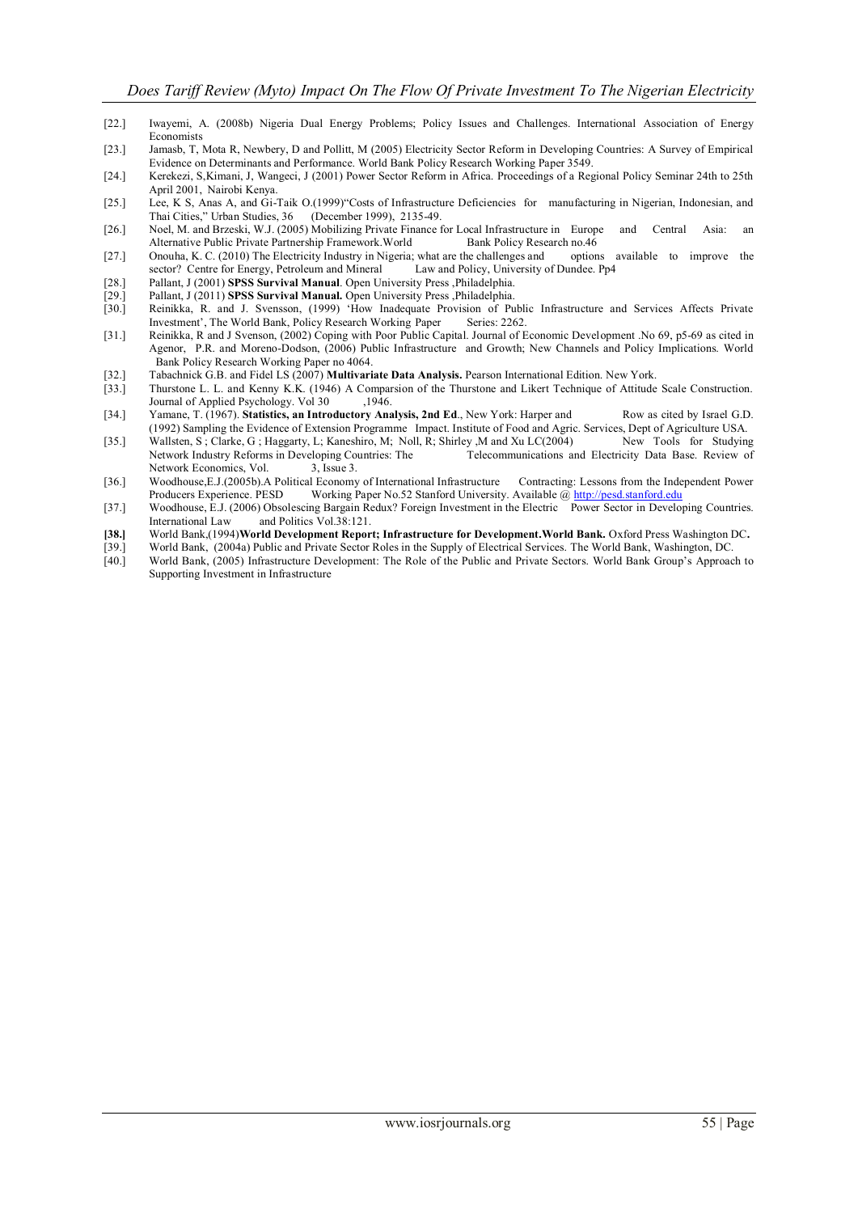[22.] Iwayemi, A. (2008b) Nigeria Dual Energy Problems; Policy Issues and Challenges. International Association of Energy Economists

[23.] Jamasb, T, Mota R, Newbery, D and Pollitt, M (2005) Electricity Sector Reform in Developing Countries: A Survey of Empirical Evidence on Determinants and Performance. World Bank Policy Research Working Paper 3549.

[24.] Kerekezi, S,Kimani, J, Wangeci, J (2001) Power Sector Reform in Africa. Proceedings of a Regional Policy Seminar 24th to 25th April 2001, Nairobi Kenya.

[25.] Lee, K S, Anas A, and Gi-Taik O.(1999)"Costs of Infrastructure Deficiencies for manufacturing in Nigerian, Indonesian, and Thai Cities," Urban Studies, 36 (December 1999), 2135-49.

[26.] Noel, M. and Brzeski, W.J. (2005) Mobilizing Private Finance for Local Infrastructure in Europe and Central Asia: an Alternative Public Private Partnership Framework.World Bank Policy Research no.46

[27.] Onouha, K. C. (2010) The Electricity Industry in Nigeria; what are the challenges and options available to improve the sector? Centre for Energy, Petroleum and Mineral Law and Policy, University of Dundee. Pp4

[28.] Pallant, J (2001) **SPSS Survival Manual**. Open University Press ,Philadelphia.

[29.] Pallant, J (2011) **SPSS Survival Manual.** Open University Press ,Philadelphia.

[30.] Reinikka, R. and J. Svensson, (1999) 'How Inadequate Provision of Public Infrastructure and Services Affects Private Investment', The World Bank, Policy Research Working Paper Series: 2262.

[31.] Reinikka, R and J Svenson, (2002) Coping with Poor Public Capital. Journal of Economic Development .No 69, p5-69 as cited in Agenor, P.R. and Moreno-Dodson, (2006) Public Infrastructure and Growth; New Channels and Policy Implications. World Bank Policy Research Working Paper no 4064.

[32.] Tabachnick G.B. and Fidel LS (2007) **Multivariate Data Analysis.** Pearson International Edition. New York.

[33.] Thurstone L. L. and Kenny K.K. (1946) A Comparsion of the Thurstone and Likert Technique of Attitude Scale Construction. Journal of Applied Psychology. Vol 30 ,1946.

[34.] Yamane, T. (1967). **Statistics, an Introductory Analysis, 2nd Ed**., New York: Harper and Row as cited by Israel G.D. (1992) Sampling the Evidence of Extension Programme Impact. Institute of Food and Agric. Services, Dept of Agriculture USA.

[35.] Wallsten, S ; Clarke, G ; Haggarty, L; Kaneshiro, M; Noll, R; Shirley ,M and Xu LC(2004) New Tools for Studying Network Industry Reforms in Developing Countries: The Telecommunications and Electricity Data Base. Review of Network Economics, Vol. 3, Issue 3.

[36.] Woodhouse,E.J.(2005b).A Political Economy of International Infrastructure Contracting: Lessons from the Independent Power Producers Experience. PESD Working Paper No.52 Stanford University. Available @ http://pesd.stanford.edu

[37.] Woodhouse, E.J. (2006) Obsolescing Bargain Redux? Foreign Investment in the Electric Power Sector in Developing Countries. International Law and Politics Vol.38:121.

**[38.]** World Bank,(1994)**World Development Report; Infrastructure for Development.World Bank.** Oxford Press Washington DC**.**

[39.] World Bank, (2004a) Public and Private Sector Roles in the Supply of Electrical Services. The World Bank, Washington, DC.

[40.] World Bank, (2005) Infrastructure Development: The Role of the Public and Private Sectors. World Bank Group's Approach to Supporting Investment in Infrastructure